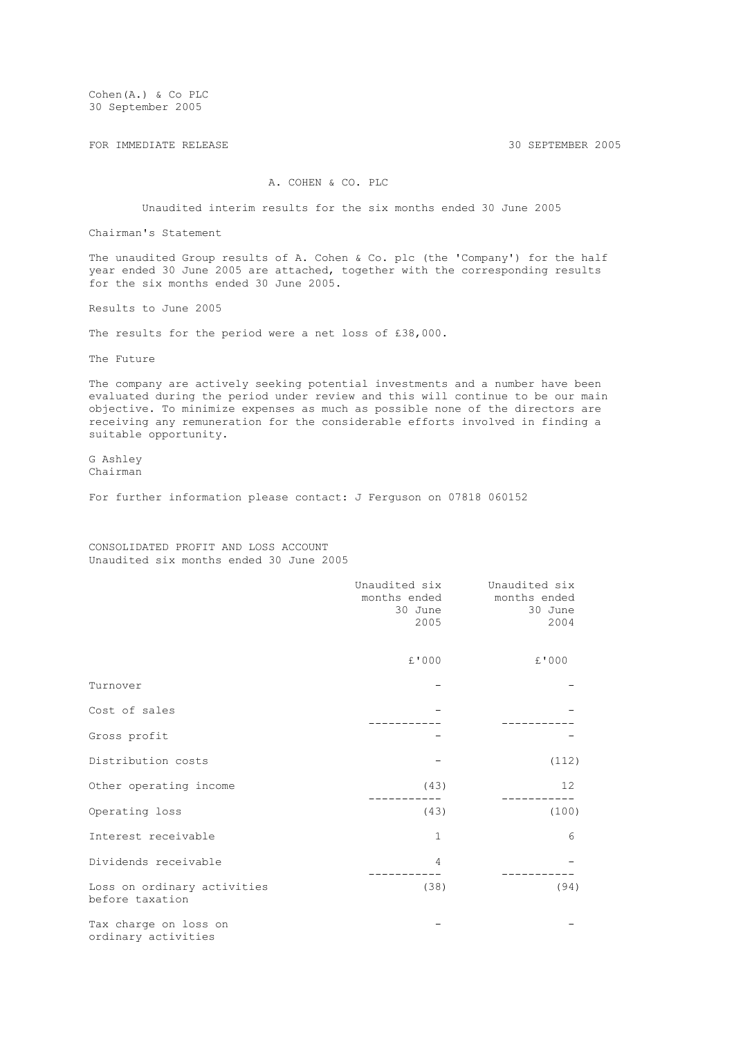Cohen(A.) & Co PLC
30 September 2005

FOR IMMEDIATE RELEASE 30 SEPTEMBER 2005

# A. COHEN & CO. PLC

## Unaudited interim results for the six months ended 30 June 2005

### Chairman's Statement

The unaudited Group results of A. Cohen & Co. plc (the 'Company') for the half year ended 30 June 2005 are attached, together with the corresponding results for the six months ended 30 June 2005.

### Results to June 2005

The results for the period were a net loss of £38,000.

### The Future

The company are actively seeking potential investments and a number have been evaluated during the period under review and this will continue to be our main objective. To minimize expenses as much as possible none of the directors are receiving any remuneration for the considerable efforts involved in finding a suitable opportunity.

G Ashley
Chairman

For further information please contact: J Ferguson on 07818 060152

## CONSOLIDATED PROFIT AND LOSS ACCOUNT
Unaudited six months ended 30 June 2005

| | Unaudited six months ended 30 June 2005 | Unaudited six months ended 30 June 2004 |
|---|---|---|
| | £'000 | £'000 |
| Turnover | - | - |
| Cost of sales | - | - |
| Gross profit | - | - |
| Distribution costs | - | (112) |
| Other operating income | (43) | 12 |
| Operating loss | (43) | (100) |
| Interest receivable | 1 | 6 |
| Dividends receivable | 4 | - |
| Loss on ordinary activities before taxation | (38) | (94) |
| Tax charge on loss on ordinary activities | - | - |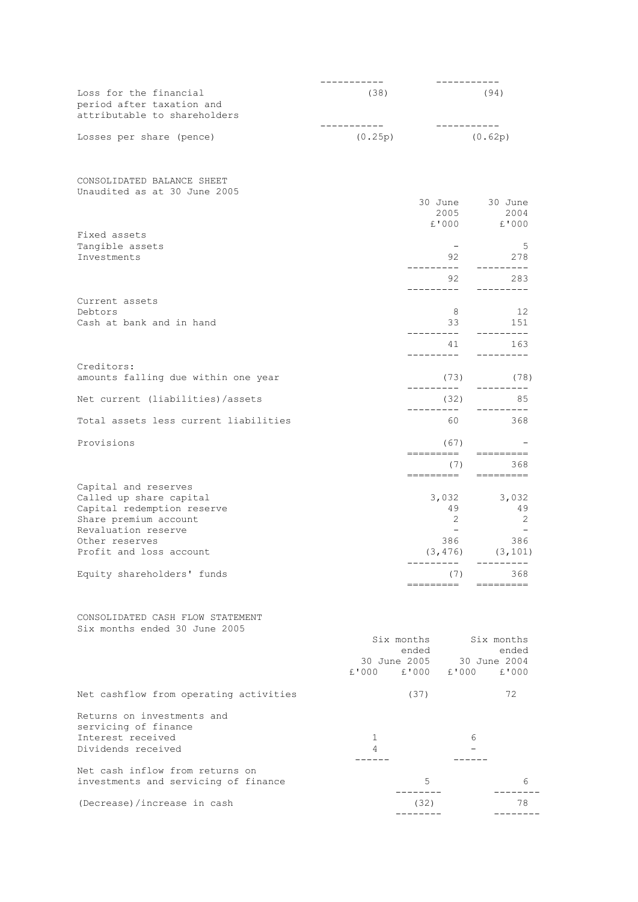| | | |
|---|---|---|
| Loss for the financial period after taxation and attributable to shareholders | (38) | (94) |
| Losses per share (pence) | (0.25p) | (0.62p) |

CONSOLIDATED BALANCE SHEET
Unaudited as at 30 June 2005

| | 30 June 2005 £'000 | 30 June 2004 £'000 |
|---|---|---|
| **Fixed assets** | | |
| Tangible assets | - | 5 |
| Investments | 92 | 278 |
| | 92 | 283 |
| **Current assets** | | |
| Debtors | 8 | 12 |
| Cash at bank and in hand | 33 | 151 |
| | 41 | 163 |
| Creditors: amounts falling due within one year | (73) | (78) |
| Net current (liabilities)/assets | (32) | 85 |
| Total assets less current liabilities | 60 | 368 |
| Provisions | (67) | - |
| | (7) | 368 |
| **Capital and reserves** | | |
| Called up share capital | 3,032 | 3,032 |
| Capital redemption reserve | 49 | 49 |
| Share premium account | 2 | 2 |
| Revaluation reserve | - | - |
| Other reserves | 386 | 386 |
| Profit and loss account | (3,476) | (3,101) |
| Equity shareholders' funds | (7) | 368 |

CONSOLIDATED CASH FLOW STATEMENT
Six months ended 30 June 2005

| | Six months ended 30 June 2005 | | Six months ended 30 June 2004 | |
|---|---|---|---|---|
| | £'000 | £'000 | £'000 | £'000 |
| Net cashflow from operating activities | | (37) | | 72 |
| Returns on investments and servicing of finance | | | | |
| Interest received | 1 | | 6 | |
| Dividends received | 4 | | - | |
| Net cash inflow from returns on investments and servicing of finance | | 5 | | 6 |
| (Decrease)/increase in cash | | (32) | | 78 |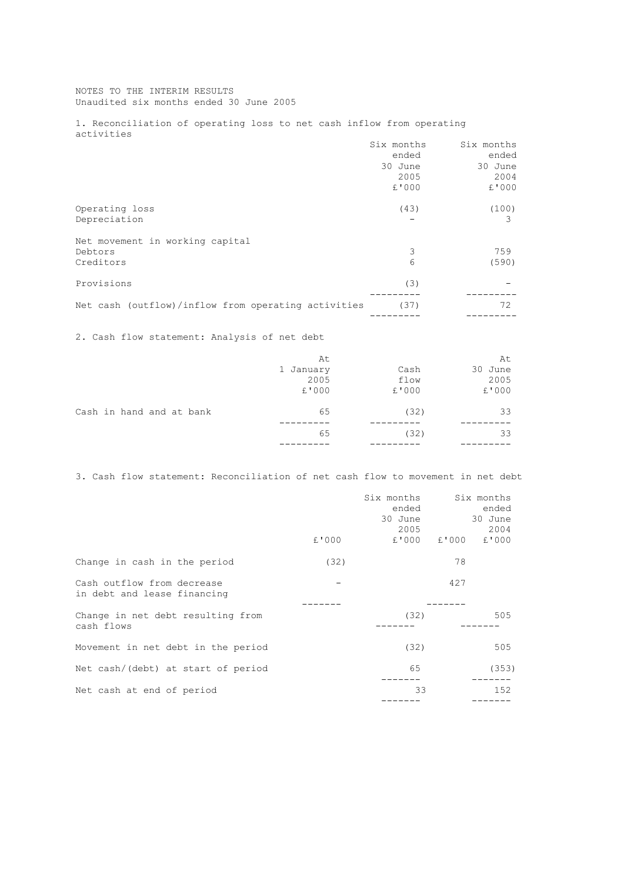NOTES TO THE INTERIM RESULTS
Unaudited six months ended 30 June 2005

1. Reconciliation of operating loss to net cash inflow from operating activities

| | Six months ended 30 June 2005 £'000 | Six months ended 30 June 2004 £'000 |
|---|---|---|
| Operating loss | (43) | (100) |
| Depreciation | - | 3 |
| Net movement in working capital | | |
| Debtors | 3 | 759 |
| Creditors | 6 | (590) |
| Provisions | (3) | - |
| Net cash (outflow)/inflow from operating activities | (37) | 72 |

2. Cash flow statement: Analysis of net debt

| | At 1 January 2005 £'000 | Cash flow £'000 | At 30 June 2005 £'000 |
|---|---|---|---|
| Cash in hand and at bank | 65 | (32) | 33 |
| | 65 | (32) | 33 |

3. Cash flow statement: Reconciliation of net cash flow to movement in net debt

| | £'000 | Six months ended 30 June 2005 £'000 | £'000 | Six months ended 30 June 2004 £'000 |
|---|---|---|---|---|
| Change in cash in the period | (32) | | 78 | |
| Cash outflow from decrease in debt and lease financing | - | | 427 | |
| Change in net debt resulting from cash flows | | (32) | | 505 |
| Movement in net debt in the period | | (32) | | 505 |
| Net cash/(debt) at start of period | | 65 | | (353) |
| Net cash at end of period | | 33 | | 152 |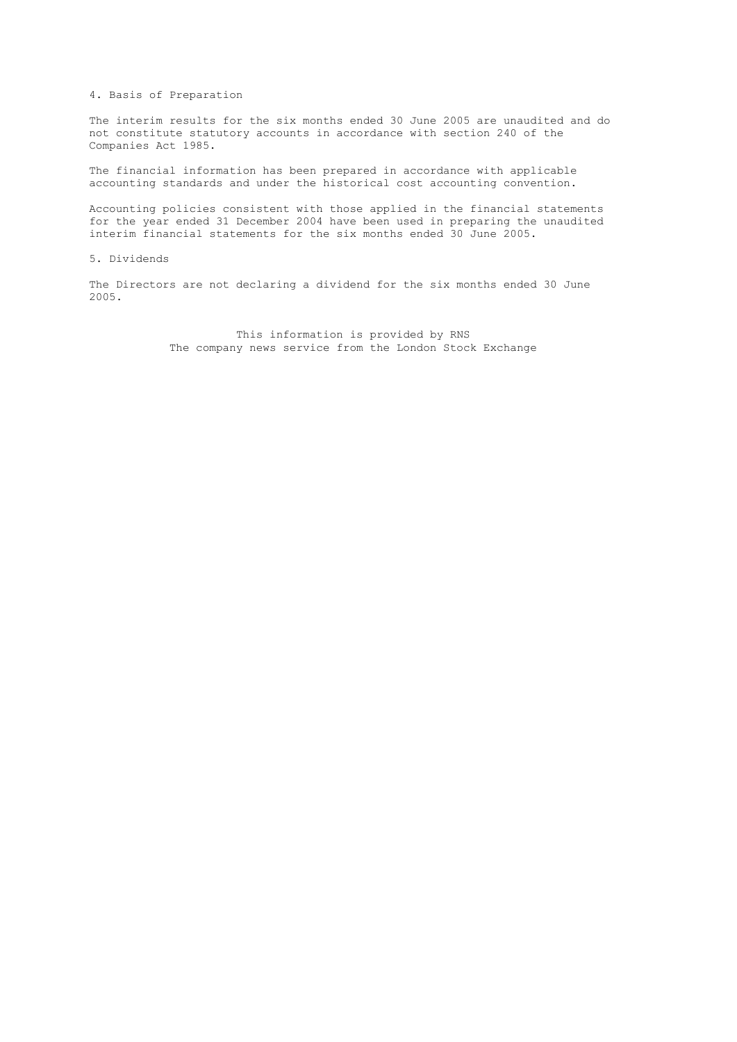## 4. Basis of Preparation

The interim results for the six months ended 30 June 2005 are unaudited and do not constitute statutory accounts in accordance with section 240 of the Companies Act 1985.

The financial information has been prepared in accordance with applicable accounting standards and under the historical cost accounting convention.

Accounting policies consistent with those applied in the financial statements for the year ended 31 December 2004 have been used in preparing the unaudited interim financial statements for the six months ended 30 June 2005.

## 5. Dividends

The Directors are not declaring a dividend for the six months ended 30 June 2005.

This information is provided by RNS
The company news service from the London Stock Exchange